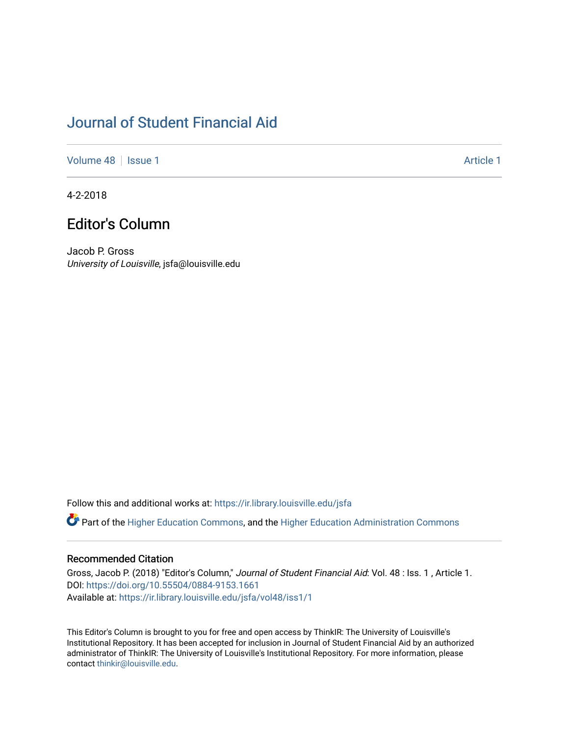# Journal of Student Financial Aid

Volume 48 | Issue 1 Article 1

4-2-2018

## Editor's Column

Jacob P. Gross
*University of Louisville*, jsfa@louisville.edu

Follow this and additional works at: https://ir.library.louisville.edu/jsfa

Part of the Higher Education Commons, and the Higher Education Administration Commons

### Recommended Citation

Gross, Jacob P. (2018) "Editor's Column," *Journal of Student Financial Aid*: Vol. 48 : Iss. 1 , Article 1.
DOI: https://doi.org/10.55504/0884-9153.1661
Available at: https://ir.library.louisville.edu/jsfa/vol48/iss1/1

This Editor's Column is brought to you for free and open access by ThinkIR: The University of Louisville's Institutional Repository. It has been accepted for inclusion in Journal of Student Financial Aid by an authorized administrator of ThinkIR: The University of Louisville's Institutional Repository. For more information, please contact thinkir@louisville.edu.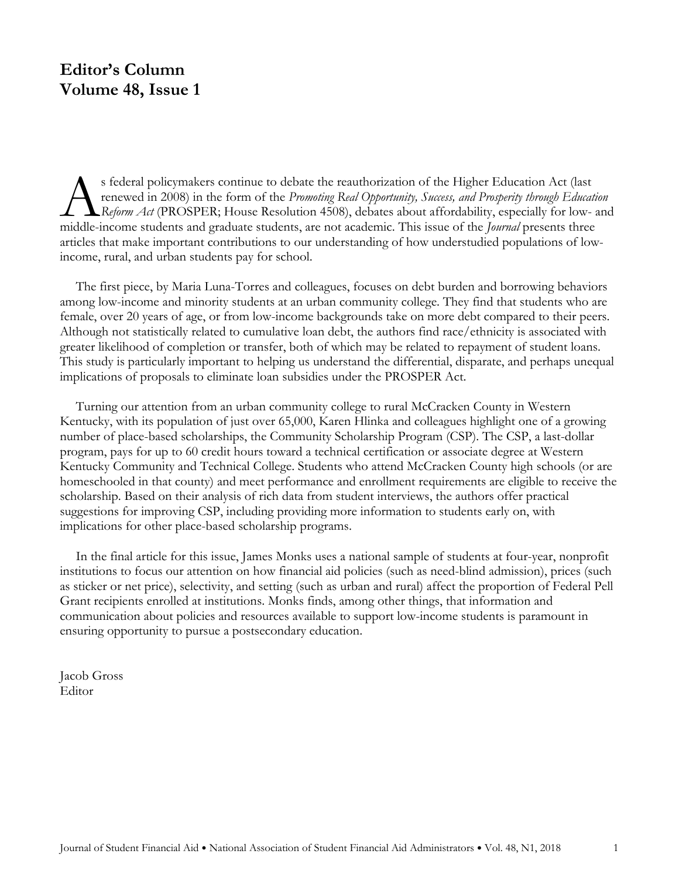# Editor's Column
# Volume 48, Issue 1

As federal policymakers continue to debate the reauthorization of the Higher Education Act (last renewed in 2008) in the form of the *Promoting Real Opportunity, Success, and Prosperity through Education Reform Act* (PROSPER; House Resolution 4508), debates about affordability, especially for low- and middle-income students and graduate students, are not academic. This issue of the *Journal* presents three articles that make important contributions to our understanding of how understudied populations of low-income, rural, and urban students pay for school.

The first piece, by Maria Luna-Torres and colleagues, focuses on debt burden and borrowing behaviors among low-income and minority students at an urban community college. They find that students who are female, over 20 years of age, or from low-income backgrounds take on more debt compared to their peers. Although not statistically related to cumulative loan debt, the authors find race/ethnicity is associated with greater likelihood of completion or transfer, both of which may be related to repayment of student loans. This study is particularly important to helping us understand the differential, disparate, and perhaps unequal implications of proposals to eliminate loan subsidies under the PROSPER Act.

Turning our attention from an urban community college to rural McCracken County in Western Kentucky, with its population of just over 65,000, Karen Hlinka and colleagues highlight one of a growing number of place-based scholarships, the Community Scholarship Program (CSP). The CSP, a last-dollar program, pays for up to 60 credit hours toward a technical certification or associate degree at Western Kentucky Community and Technical College. Students who attend McCracken County high schools (or are homeschooled in that county) and meet performance and enrollment requirements are eligible to receive the scholarship. Based on their analysis of rich data from student interviews, the authors offer practical suggestions for improving CSP, including providing more information to students early on, with implications for other place-based scholarship programs.

In the final article for this issue, James Monks uses a national sample of students at four-year, nonprofit institutions to focus our attention on how financial aid policies (such as need-blind admission), prices (such as sticker or net price), selectivity, and setting (such as urban and rural) affect the proportion of Federal Pell Grant recipients enrolled at institutions. Monks finds, among other things, that information and communication about policies and resources available to support low-income students is paramount in ensuring opportunity to pursue a postsecondary education.

Jacob Gross
Editor